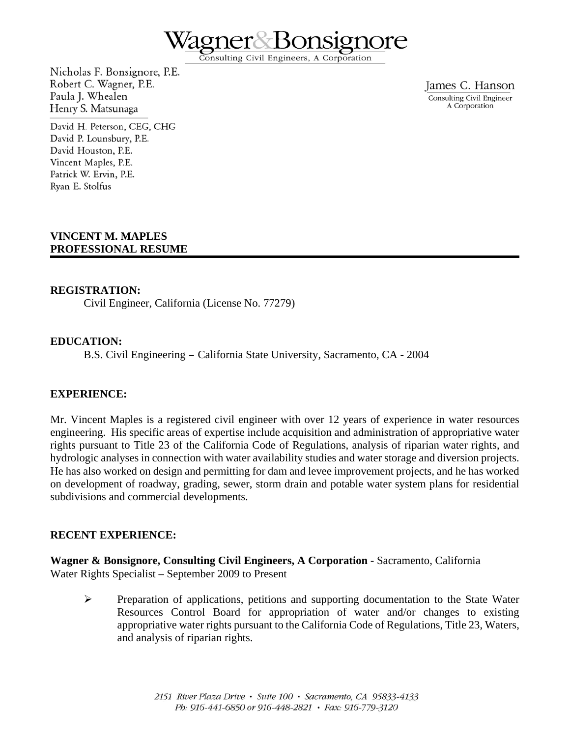# Wagner&Bonsignore

Consulting Civil Engineers, A Corporation

Nicholas F. Bonsignore, P.E.
Robert C. Wagner, P.E.
Paula J. Whealen
Henry S. Matsunaga

David H. Peterson, CEG, CHG
David P. Lounsbury, P.E.
David Houston, P.E.
Vincent Maples, P.E.
Patrick W. Ervin, P.E.
Ryan E. Stolfus

James C. Hanson
Consulting Civil Engineer
A Corporation

**VINCENT M. MAPLES**
**PROFESSIONAL RESUME**

**REGISTRATION:**

Civil Engineer, California (License No. 77279)

**EDUCATION:**

B.S. Civil Engineering – California State University, Sacramento, CA - 2004

**EXPERIENCE:**

Mr. Vincent Maples is a registered civil engineer with over 12 years of experience in water resources engineering. His specific areas of expertise include acquisition and administration of appropriative water rights pursuant to Title 23 of the California Code of Regulations, analysis of riparian water rights, and hydrologic analyses in connection with water availability studies and water storage and diversion projects. He has also worked on design and permitting for dam and levee improvement projects, and he has worked on development of roadway, grading, sewer, storm drain and potable water system plans for residential subdivisions and commercial developments.

**RECENT EXPERIENCE:**

**Wagner & Bonsignore, Consulting Civil Engineers, A Corporation** - Sacramento, California
Water Rights Specialist – September 2009 to Present

- Preparation of applications, petitions and supporting documentation to the State Water Resources Control Board for appropriation of water and/or changes to existing appropriative water rights pursuant to the California Code of Regulations, Title 23, Waters, and analysis of riparian rights.

2151 River Plaza Drive • Suite 100 • Sacramento, CA 95833-4133
Ph: 916-441-6850 or 916-448-2821 • Fax: 916-779-3120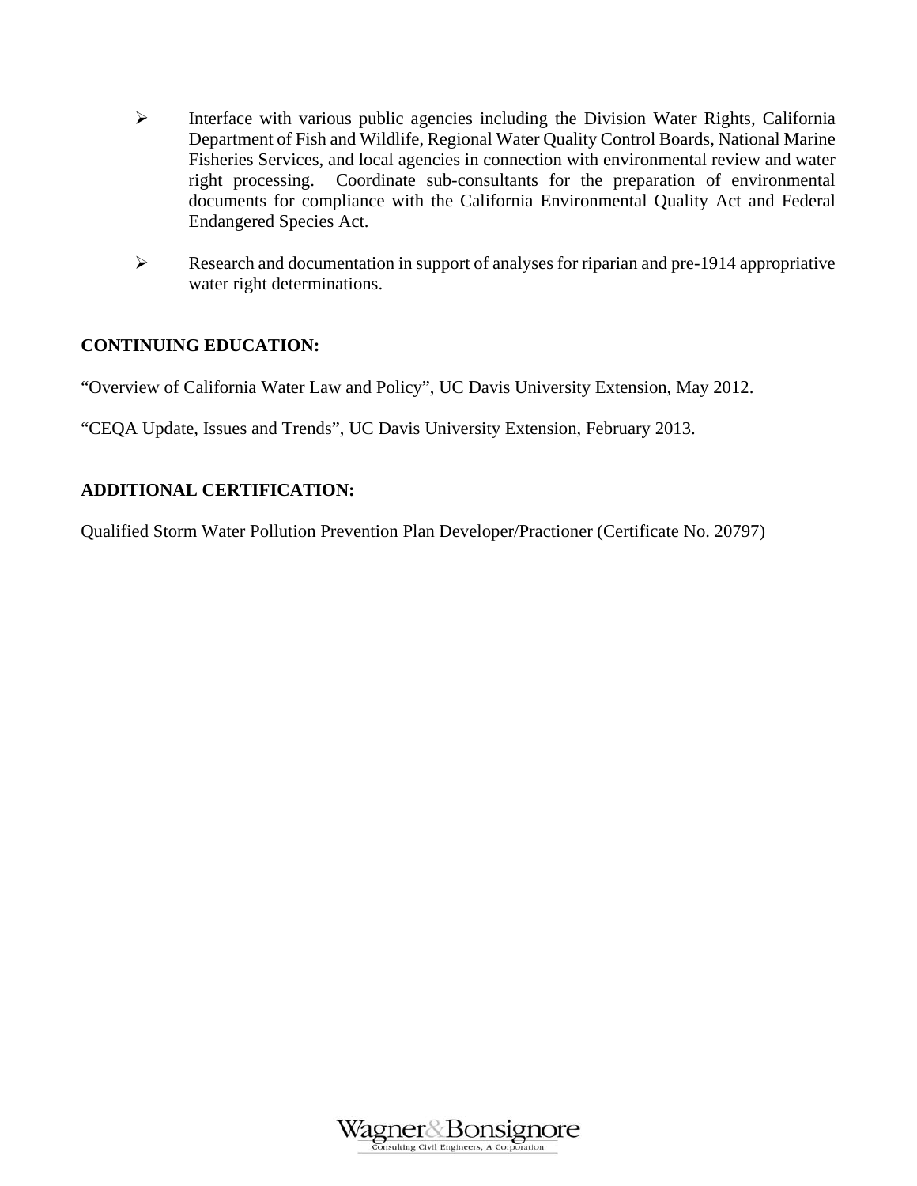- Interface with various public agencies including the Division Water Rights, California Department of Fish and Wildlife, Regional Water Quality Control Boards, National Marine Fisheries Services, and local agencies in connection with environmental review and water right processing. Coordinate sub-consultants for the preparation of environmental documents for compliance with the California Environmental Quality Act and Federal Endangered Species Act.

- Research and documentation in support of analyses for riparian and pre-1914 appropriative water right determinations.

**CONTINUING EDUCATION:**

"Overview of California Water Law and Policy", UC Davis University Extension, May 2012.

"CEQA Update, Issues and Trends", UC Davis University Extension, February 2013.

**ADDITIONAL CERTIFICATION:**

Qualified Storm Water Pollution Prevention Plan Developer/Practioner (Certificate No. 20797)